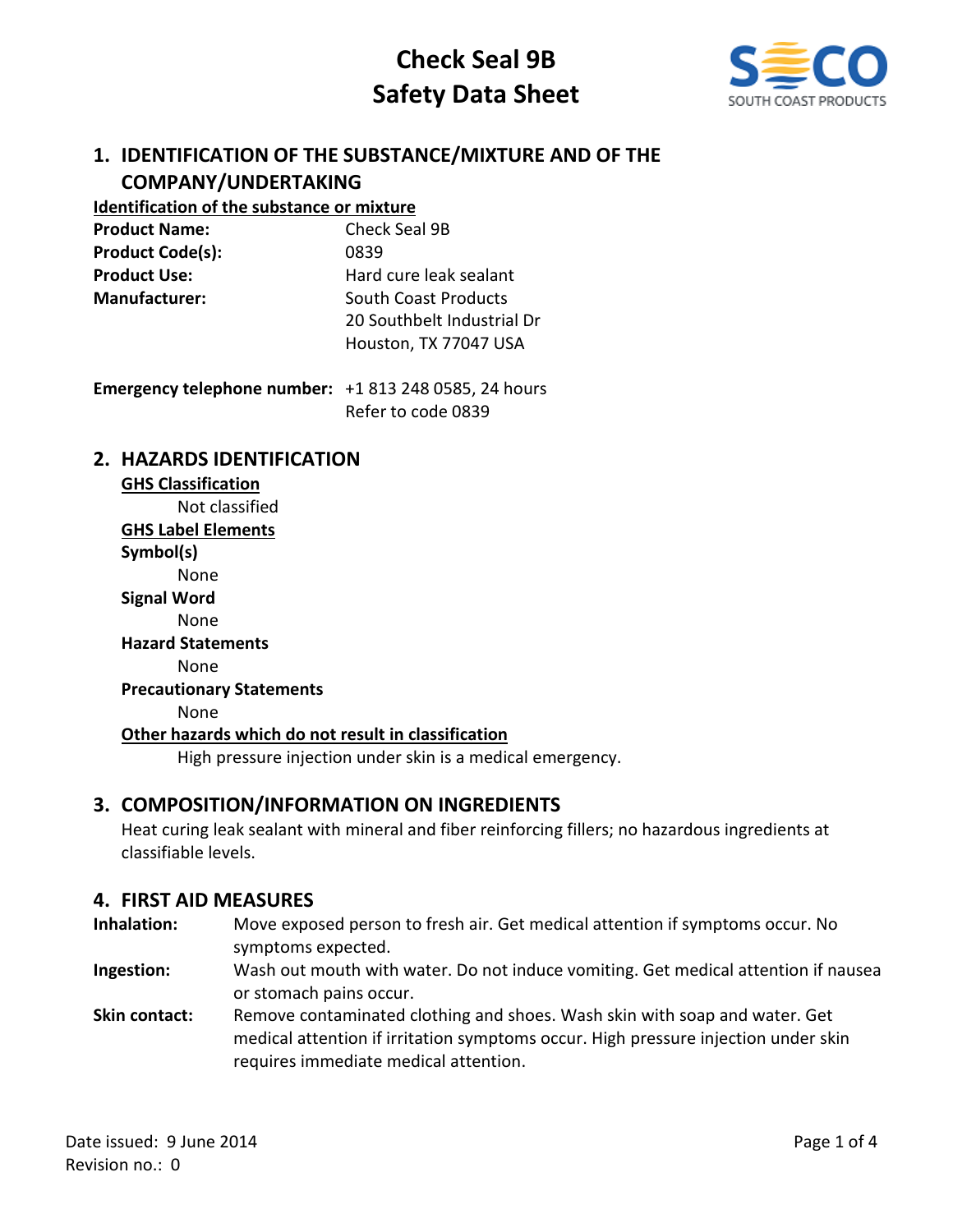# Check Seal 9B
# Safety Data Sheet

SOUTH COAST PRODUCTS

## 1. IDENTIFICATION OF THE SUBSTANCE/MIXTURE AND OF THE COMPANY/UNDERTAKING

**Identification of the substance or mixture**

| | |
|---|---|
| **Product Name:** | Check Seal 9B |
| **Product Code(s):** | 0839 |
| **Product Use:** | Hard cure leak sealant |
| **Manufacturer:** | South Coast Products<br>20 Southbelt Industrial Dr<br>Houston, TX 77047 USA |
| **Emergency telephone number:** | +1 813 248 0585, 24 hours<br>Refer to code 0839 |

## 2. HAZARDS IDENTIFICATION

**GHS Classification**

Not classified

**GHS Label Elements**

**Symbol(s)**

None

**Signal Word**

None

**Hazard Statements**

None

**Precautionary Statements**

None

**Other hazards which do not result in classification**

High pressure injection under skin is a medical emergency.

## 3. COMPOSITION/INFORMATION ON INGREDIENTS

Heat curing leak sealant with mineral and fiber reinforcing fillers; no hazardous ingredients at classifiable levels.

## 4. FIRST AID MEASURES

**Inhalation:** Move exposed person to fresh air. Get medical attention if symptoms occur. No symptoms expected.

**Ingestion:** Wash out mouth with water. Do not induce vomiting. Get medical attention if nausea or stomach pains occur.

**Skin contact:** Remove contaminated clothing and shoes. Wash skin with soap and water. Get medical attention if irritation symptoms occur. High pressure injection under skin requires immediate medical attention.

Date issued: 9 June 2014
Revision no.: 0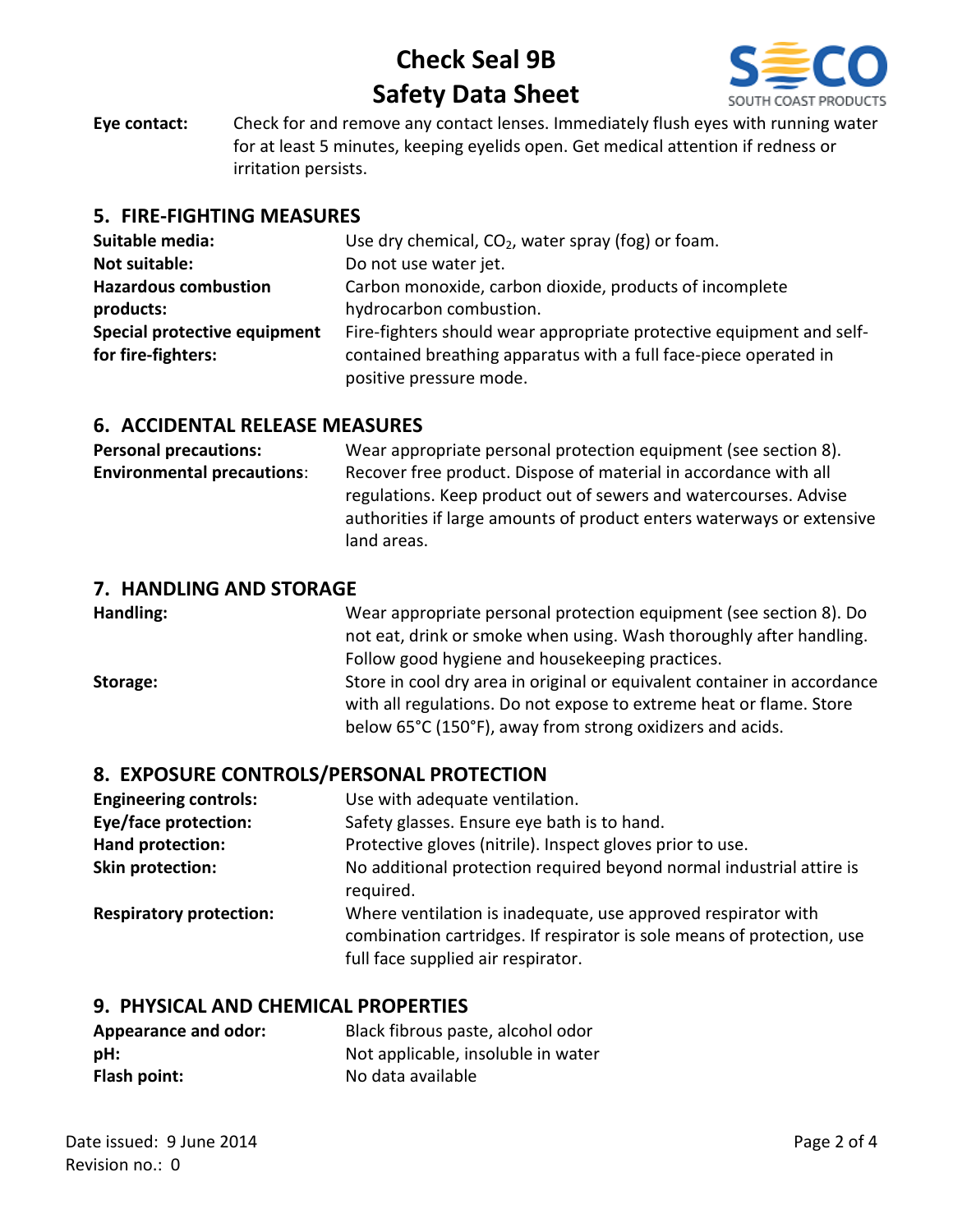**Eye contact:** Check for and remove any contact lenses. Immediately flush eyes with running water for at least 5 minutes, keeping eyelids open. Get medical attention if redness or irritation persists.

## 5. FIRE-FIGHTING MEASURES

**Suitable media:** Use dry chemical, $CO_2$, water spray (fog) or foam.

**Not suitable:** Do not use water jet.

**Hazardous combustion products:** Carbon monoxide, carbon dioxide, products of incomplete hydrocarbon combustion.

**Special protective equipment for fire-fighters:** Fire-fighters should wear appropriate protective equipment and self-contained breathing apparatus with a full face-piece operated in positive pressure mode.

## 6. ACCIDENTAL RELEASE MEASURES

**Personal precautions:** Wear appropriate personal protection equipment (see section 8).

**Environmental precautions:** Recover free product. Dispose of material in accordance with all regulations. Keep product out of sewers and watercourses. Advise authorities if large amounts of product enters waterways or extensive land areas.

## 7. HANDLING AND STORAGE

**Handling:** Wear appropriate personal protection equipment (see section 8). Do not eat, drink or smoke when using. Wash thoroughly after handling. Follow good hygiene and housekeeping practices.

**Storage:** Store in cool dry area in original or equivalent container in accordance with all regulations. Do not expose to extreme heat or flame. Store below 65°C (150°F), away from strong oxidizers and acids.

## 8. EXPOSURE CONTROLS/PERSONAL PROTECTION

**Engineering controls:** Use with adequate ventilation.

**Eye/face protection:** Safety glasses. Ensure eye bath is to hand.

**Hand protection:** Protective gloves (nitrile). Inspect gloves prior to use.

**Skin protection:** No additional protection required beyond normal industrial attire is required.

**Respiratory protection:** Where ventilation is inadequate, use approved respirator with combination cartridges. If respirator is sole means of protection, use full face supplied air respirator.

## 9. PHYSICAL AND CHEMICAL PROPERTIES

**Appearance and odor:** Black fibrous paste, alcohol odor

**pH:** Not applicable, insoluble in water

**Flash point:** No data available

Date issued: 9 June 2014
Revision no.: 0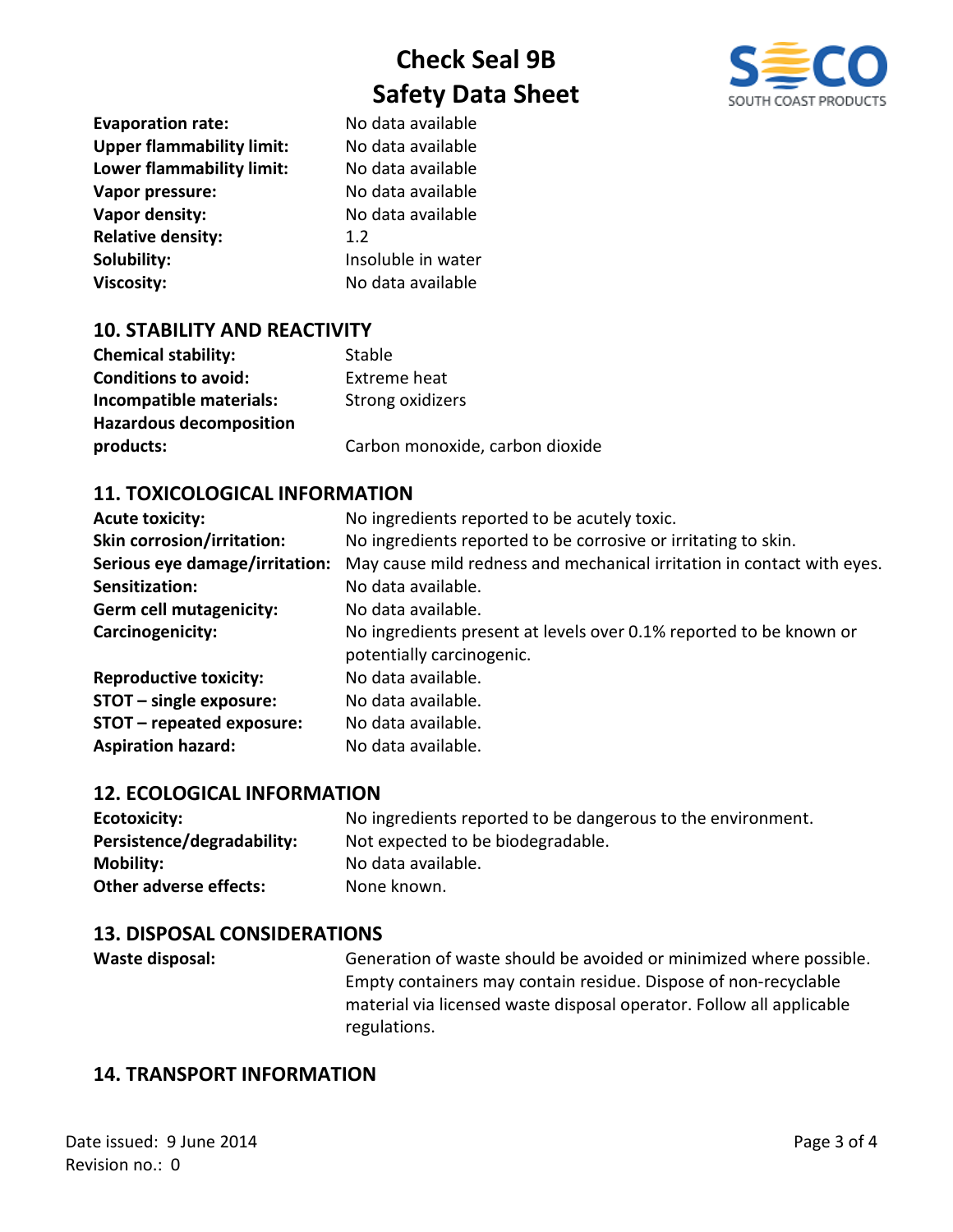| | |
|---|---|
| **Evaporation rate:** | No data available |
| **Upper flammability limit:** | No data available |
| **Lower flammability limit:** | No data available |
| **Vapor pressure:** | No data available |
| **Vapor density:** | No data available |
| **Relative density:** | 1.2 |
| **Solubility:** | Insoluble in water |
| **Viscosity:** | No data available |

## 10. STABILITY AND REACTIVITY

| | |
|---|---|
| **Chemical stability:** | Stable |
| **Conditions to avoid:** | Extreme heat |
| **Incompatible materials:** | Strong oxidizers |
| **Hazardous decomposition products:** | Carbon monoxide, carbon dioxide |

## 11. TOXICOLOGICAL INFORMATION

| | |
|---|---|
| **Acute toxicity:** | No ingredients reported to be acutely toxic. |
| **Skin corrosion/irritation:** | No ingredients reported to be corrosive or irritating to skin. |
| **Serious eye damage/irritation:** | May cause mild redness and mechanical irritation in contact with eyes. |
| **Sensitization:** | No data available. |
| **Germ cell mutagenicity:** | No data available. |
| **Carcinogenicity:** | No ingredients present at levels over 0.1% reported to be known or potentially carcinogenic. |
| **Reproductive toxicity:** | No data available. |
| **STOT – single exposure:** | No data available. |
| **STOT – repeated exposure:** | No data available. |
| **Aspiration hazard:** | No data available. |

## 12. ECOLOGICAL INFORMATION

| | |
|---|---|
| **Ecotoxicity:** | No ingredients reported to be dangerous to the environment. |
| **Persistence/degradability:** | Not expected to be biodegradable. |
| **Mobility:** | No data available. |
| **Other adverse effects:** | None known. |

## 13. DISPOSAL CONSIDERATIONS

| | |
|---|---|
| **Waste disposal:** | Generation of waste should be avoided or minimized where possible. Empty containers may contain residue. Dispose of non-recyclable material via licensed waste disposal operator. Follow all applicable regulations. |

## 14. TRANSPORT INFORMATION

Date issued: 9 June 2014
Revision no.: 0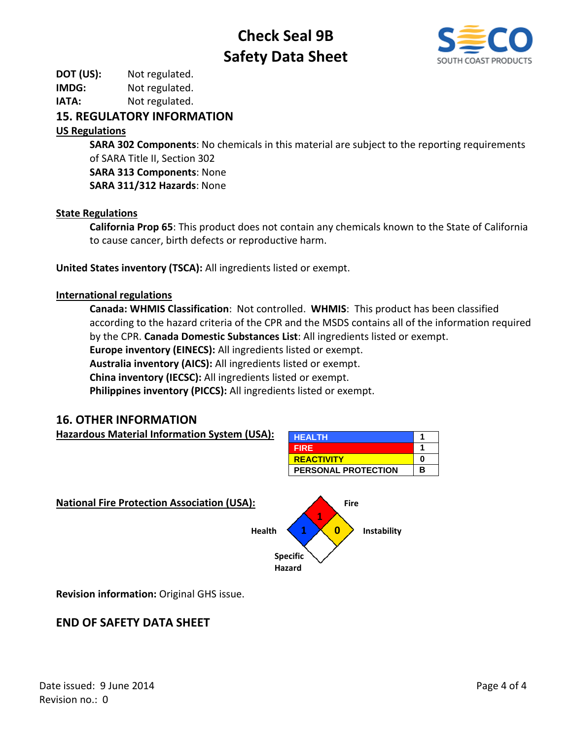**DOT (US):** Not regulated.
**IMDG:** Not regulated.
**IATA:** Not regulated.

## 15. REGULATORY INFORMATION

**US Regulations**

**SARA 302 Components**: No chemicals in this material are subject to the reporting requirements of SARA Title II, Section 302
**SARA 313 Components**: None
**SARA 311/312 Hazards**: None

**State Regulations**

**California Prop 65**: This product does not contain any chemicals known to the State of California to cause cancer, birth defects or reproductive harm.

**United States inventory (TSCA):** All ingredients listed or exempt.

**International regulations**

**Canada: WHMIS Classification**: Not controlled. **WHMIS**: This product has been classified according to the hazard criteria of the CPR and the MSDS contains all of the information required by the CPR. **Canada Domestic Substances List**: All ingredients listed or exempt.
**Europe inventory (EINECS):** All ingredients listed or exempt.
**Australia inventory (AICS):** All ingredients listed or exempt.
**China inventory (IECSC):** All ingredients listed or exempt.
**Philippines inventory (PICCS):** All ingredients listed or exempt.

## 16. OTHER INFORMATION

**Hazardous Material Information System (USA):**

| | |
|---|---|
| HEALTH | 1 |
| FIRE | 1 |
| REACTIVITY | 0 |
| PERSONAL PROTECTION | B |

**National Fire Protection Association (USA):**

Fire: 1
Health: 1
Instability: 0
Specific Hazard

**Revision information:** Original GHS issue.

## END OF SAFETY DATA SHEET

Date issued: 9 June 2014
Revision no.: 0